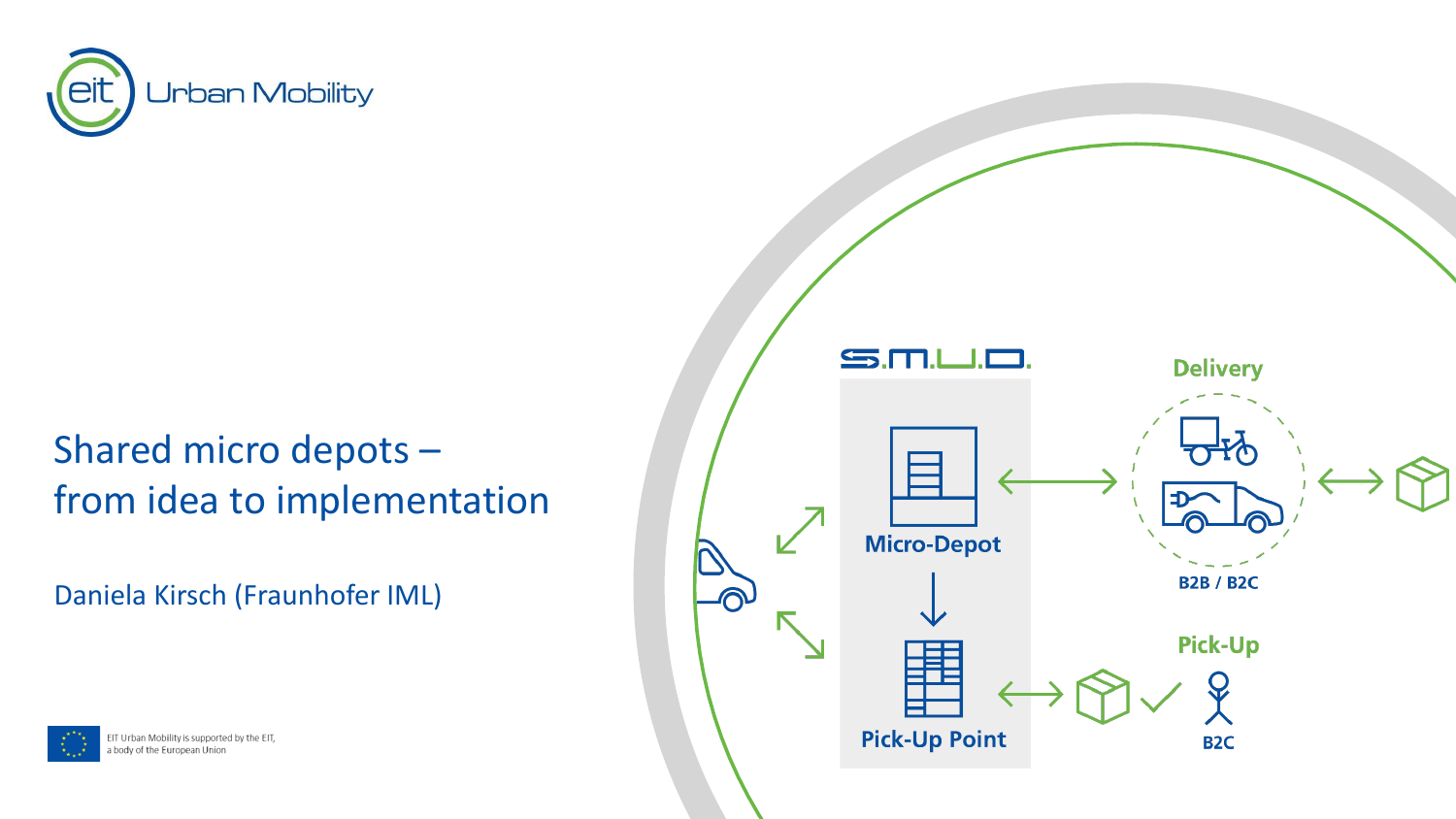# Shared micro depots – from idea to implementation

Daniela Kirsch (Fraunhofer IML)

S.M.U.D.

Micro-Depot

Pick-Up Point

Delivery

B2B / B2C

Pick-Up

B2C

EIT Urban Mobility is supported by the EIT, a body of the European Union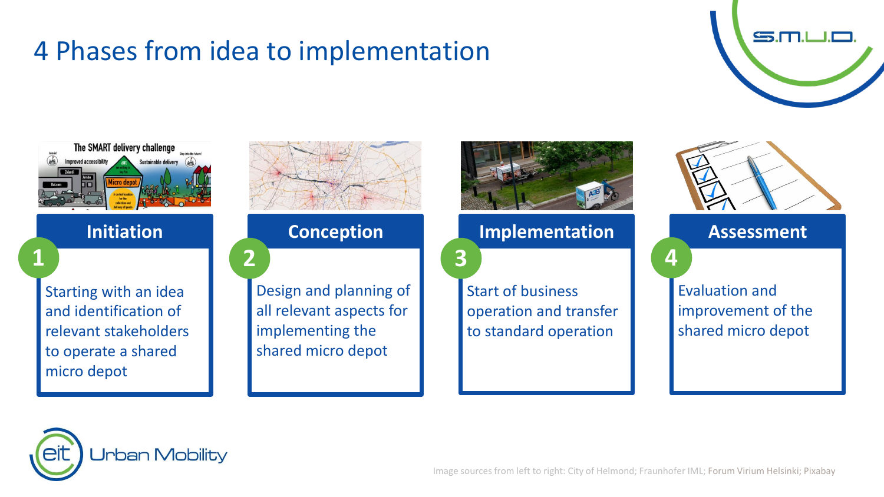# 4 Phases from idea to implementation

## 1 Initiation

Starting with an idea and identification of relevant stakeholders to operate a shared micro depot

## 2 Conception

Design and planning of all relevant aspects for implementing the shared micro depot

## 3 Implementation

Start of business operation and transfer to standard operation

## 4 Assessment

Evaluation and improvement of the shared micro depot

Image sources from left to right: City of Helmond; Fraunhofer IML; Forum Virium Helsinki; Pixabay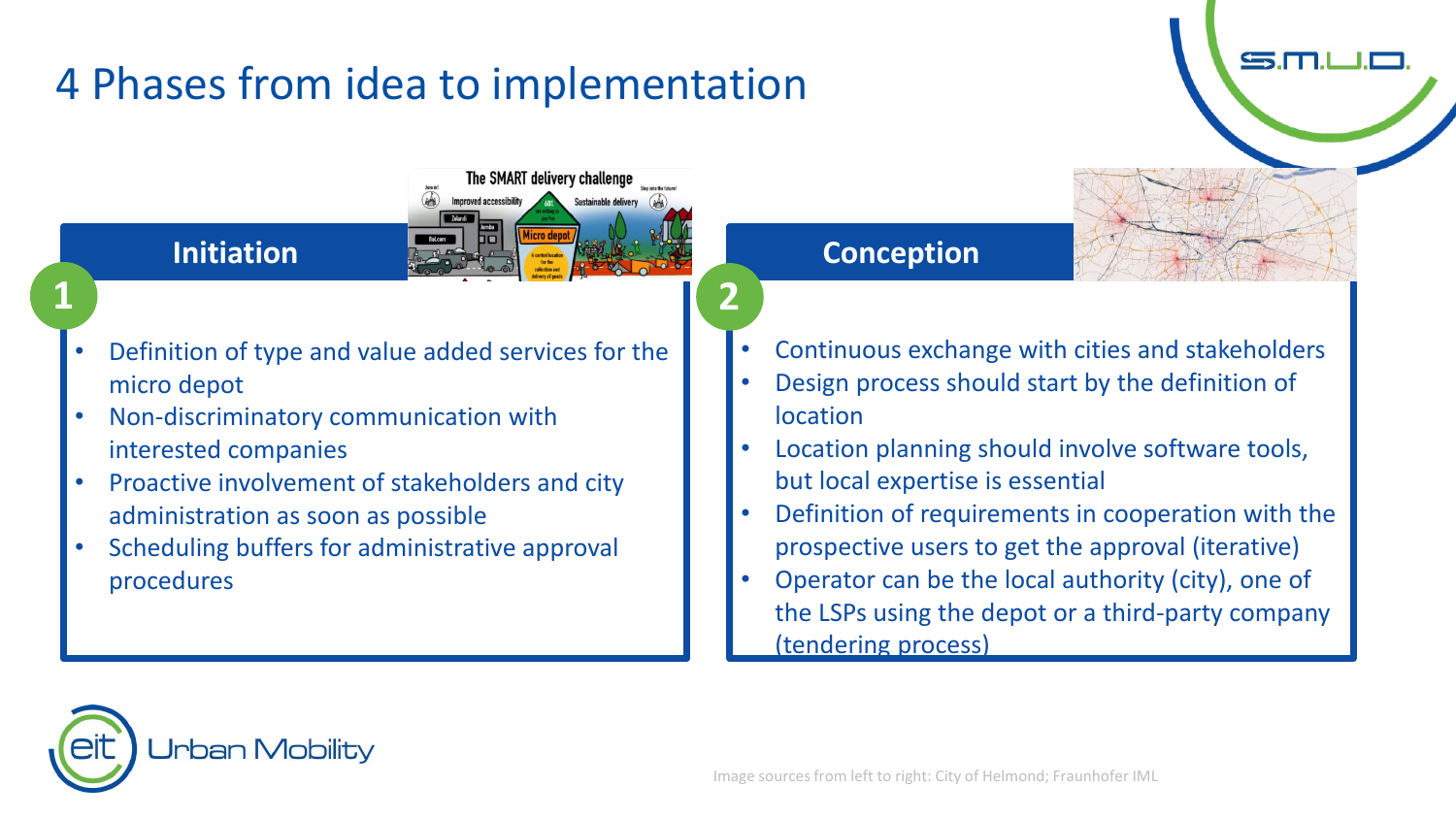# 4 Phases from idea to implementation

## 1 Initiation

- Definition of type and value added services for the micro depot
- Non-discriminatory communication with interested companies
- Proactive involvement of stakeholders and city administration as soon as possible
- Scheduling buffers for administrative approval procedures

## 2 Conception

- Continuous exchange with cities and stakeholders
- Design process should start by the definition of location
- Location planning should involve software tools, but local expertise is essential
- Definition of requirements in cooperation with the prospective users to get the approval (iterative)
- Operator can be the local authority (city), one of the LSPs using the depot or a third-party company (tendering process)

Image sources from left to right: City of Helmond; Fraunhofer IML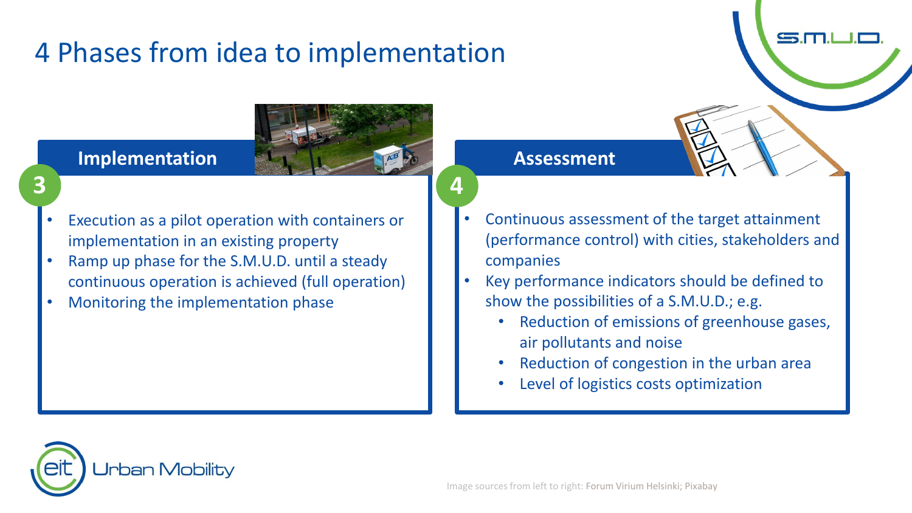# 4 Phases from idea to implementation

## 3 Implementation

- Execution as a pilot operation with containers or implementation in an existing property
- Ramp up phase for the S.M.U.D. until a steady continuous operation is achieved (full operation)
- Monitoring the implementation phase

## 4 Assessment

- Continuous assessment of the target attainment (performance control) with cities, stakeholders and companies
- Key performance indicators should be defined to show the possibilities of a S.M.U.D.; e.g.
  - Reduction of emissions of greenhouse gases, air pollutants and noise
  - Reduction of congestion in the urban area
  - Level of logistics costs optimization

Image sources from left to right: Forum Virium Helsinki; Pixabay